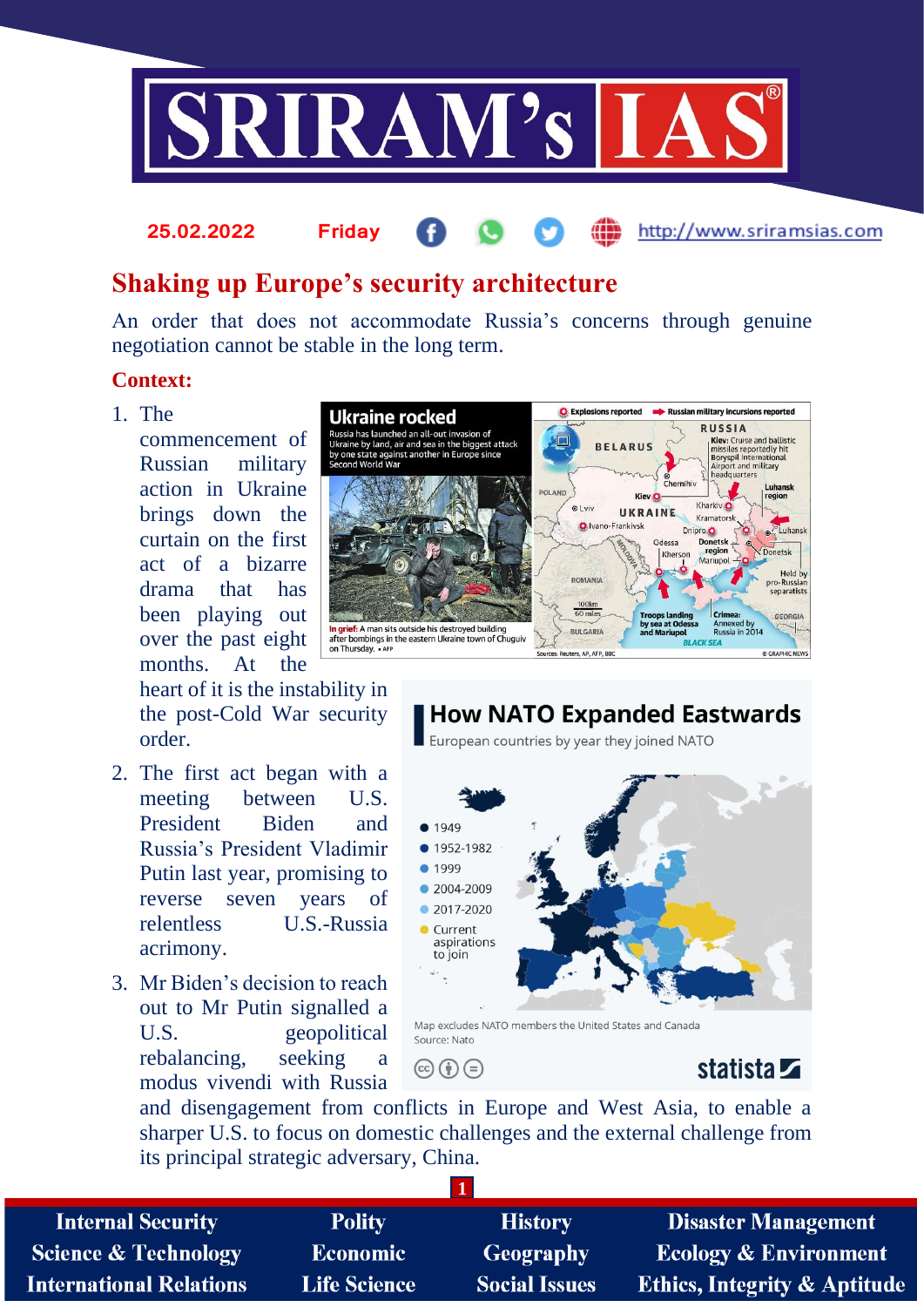25.02.2022 Friday http://www.sriramsias.com

# Shaking up Europe's security architecture

An order that does not accommodate Russia's concerns through genuine negotiation cannot be stable in the long term.

**Context:**

1. The commencement of Russian military action in Ukraine brings down the curtain on the first act of a bizarre drama that has been playing out over the past eight months. At the heart of it is the instability in the post-Cold War security order.
2. The first act began with a meeting between U.S. President Biden and Russia's President Vladimir Putin last year, promising to reverse seven years of relentless U.S.-Russia acrimony.
3. Mr Biden's decision to reach out to Mr Putin signalled a U.S. geopolitical rebalancing, seeking a modus vivendi with Russia and disengagement from conflicts in Europe and West Asia, to enable a sharper U.S. to focus on domestic challenges and the external challenge from its principal strategic adversary, China.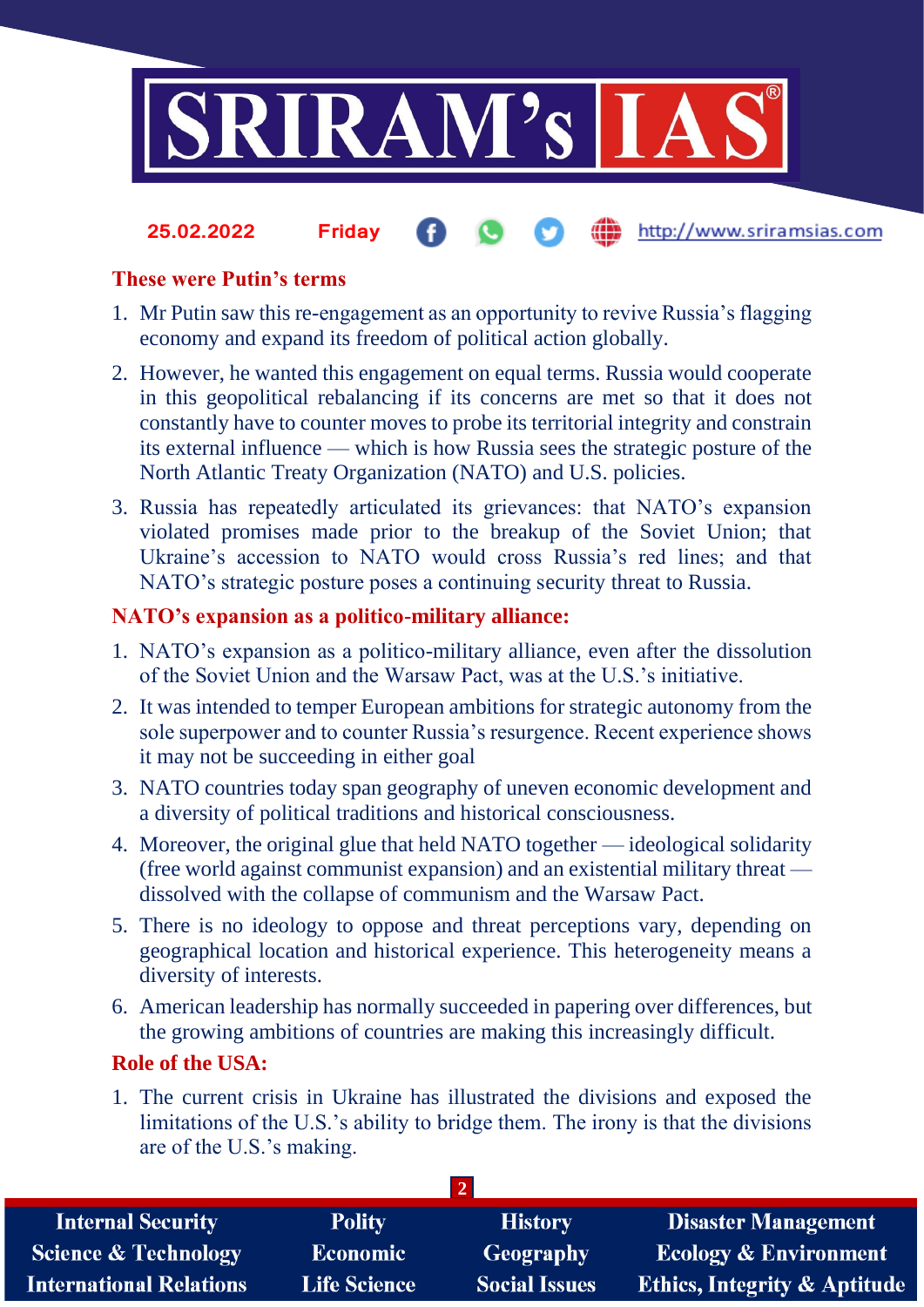### These were Putin's terms

1. Mr Putin saw this re-engagement as an opportunity to revive Russia's flagging economy and expand its freedom of political action globally.
2. However, he wanted this engagement on equal terms. Russia would cooperate in this geopolitical rebalancing if its concerns are met so that it does not constantly have to counter moves to probe its territorial integrity and constrain its external influence — which is how Russia sees the strategic posture of the North Atlantic Treaty Organization (NATO) and U.S. policies.
3. Russia has repeatedly articulated its grievances: that NATO's expansion violated promises made prior to the breakup of the Soviet Union; that Ukraine's accession to NATO would cross Russia's red lines; and that NATO's strategic posture poses a continuing security threat to Russia.

### NATO's expansion as a politico-military alliance:

1. NATO's expansion as a politico-military alliance, even after the dissolution of the Soviet Union and the Warsaw Pact, was at the U.S.'s initiative.
2. It was intended to temper European ambitions for strategic autonomy from the sole superpower and to counter Russia's resurgence. Recent experience shows it may not be succeeding in either goal
3. NATO countries today span geography of uneven economic development and a diversity of political traditions and historical consciousness.
4. Moreover, the original glue that held NATO together — ideological solidarity (free world against communist expansion) and an existential military threat — dissolved with the collapse of communism and the Warsaw Pact.
5. There is no ideology to oppose and threat perceptions vary, depending on geographical location and historical experience. This heterogeneity means a diversity of interests.
6. American leadership has normally succeeded in papering over differences, but the growing ambitions of countries are making this increasingly difficult.

### Role of the USA:

1. The current crisis in Ukraine has illustrated the divisions and exposed the limitations of the U.S.'s ability to bridge them. The irony is that the divisions are of the U.S.'s making.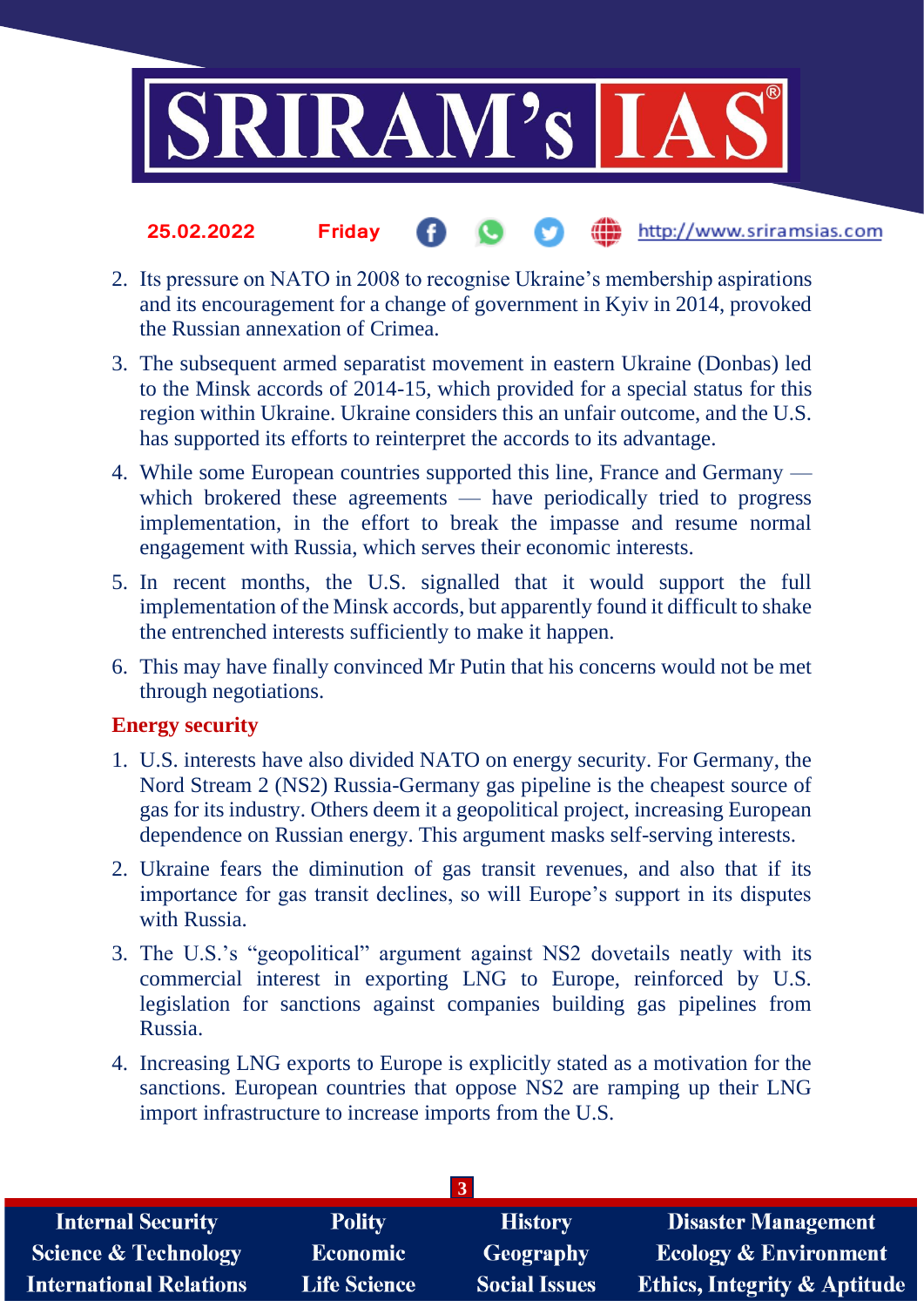2. Its pressure on NATO in 2008 to recognise Ukraine's membership aspirations and its encouragement for a change of government in Kyiv in 2014, provoked the Russian annexation of Crimea.
3. The subsequent armed separatist movement in eastern Ukraine (Donbas) led to the Minsk accords of 2014-15, which provided for a special status for this region within Ukraine. Ukraine considers this an unfair outcome, and the U.S. has supported its efforts to reinterpret the accords to its advantage.
4. While some European countries supported this line, France and Germany — which brokered these agreements — have periodically tried to progress implementation, in the effort to break the impasse and resume normal engagement with Russia, which serves their economic interests.
5. In recent months, the U.S. signalled that it would support the full implementation of the Minsk accords, but apparently found it difficult to shake the entrenched interests sufficiently to make it happen.
6. This may have finally convinced Mr Putin that his concerns would not be met through negotiations.

**Energy security**

1. U.S. interests have also divided NATO on energy security. For Germany, the Nord Stream 2 (NS2) Russia-Germany gas pipeline is the cheapest source of gas for its industry. Others deem it a geopolitical project, increasing European dependence on Russian energy. This argument masks self-serving interests.
2. Ukraine fears the diminution of gas transit revenues, and also that if its importance for gas transit declines, so will Europe's support in its disputes with Russia.
3. The U.S.'s "geopolitical" argument against NS2 dovetails neatly with its commercial interest in exporting LNG to Europe, reinforced by U.S. legislation for sanctions against companies building gas pipelines from Russia.
4. Increasing LNG exports to Europe is explicitly stated as a motivation for the sanctions. European countries that oppose NS2 are ramping up their LNG import infrastructure to increase imports from the U.S.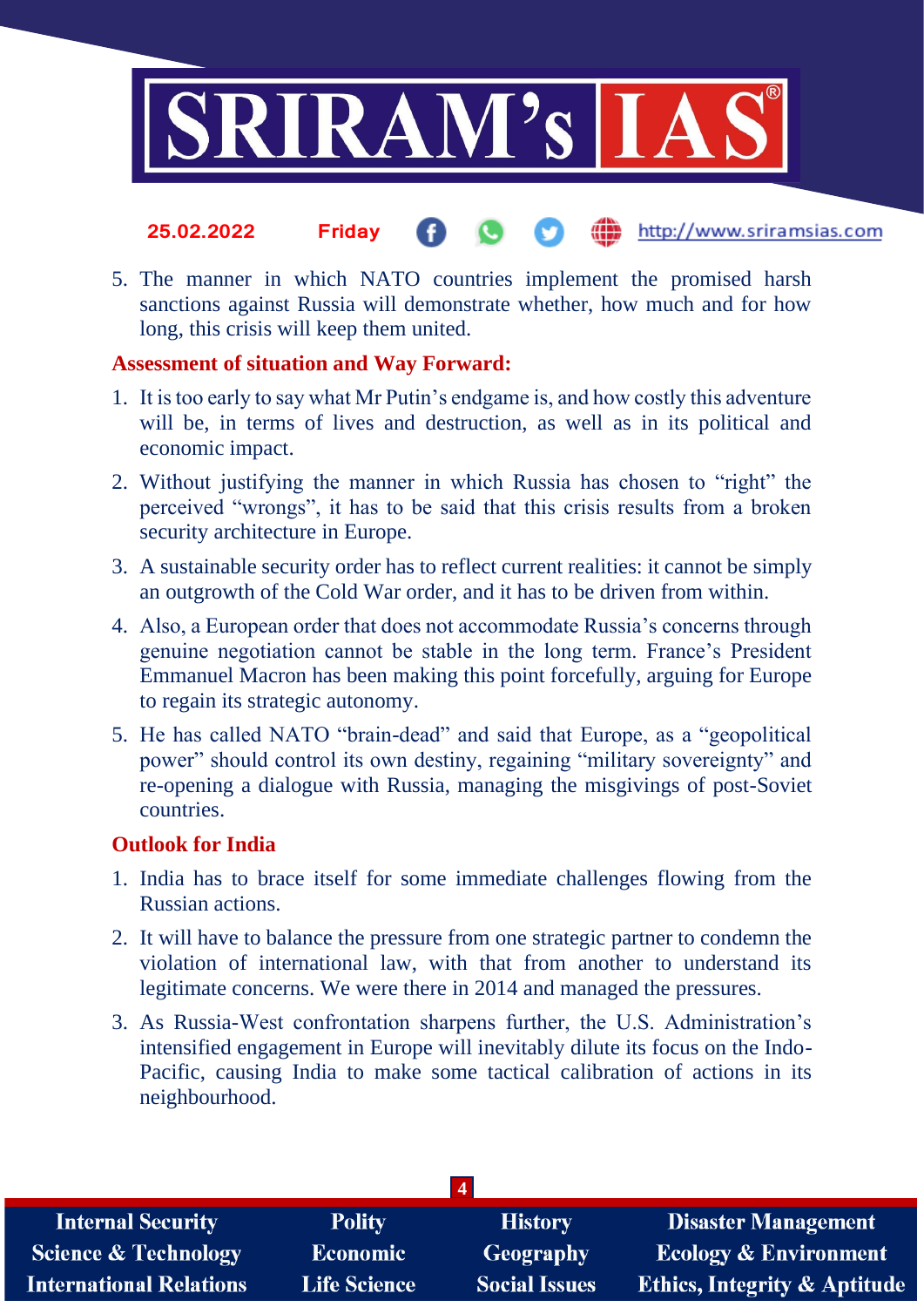5. The manner in which NATO countries implement the promised harsh sanctions against Russia will demonstrate whether, how much and for how long, this crisis will keep them united.

### Assessment of situation and Way Forward:

1. It is too early to say what Mr Putin's endgame is, and how costly this adventure will be, in terms of lives and destruction, as well as in its political and economic impact.
2. Without justifying the manner in which Russia has chosen to "right" the perceived "wrongs", it has to be said that this crisis results from a broken security architecture in Europe.
3. A sustainable security order has to reflect current realities: it cannot be simply an outgrowth of the Cold War order, and it has to be driven from within.
4. Also, a European order that does not accommodate Russia's concerns through genuine negotiation cannot be stable in the long term. France's President Emmanuel Macron has been making this point forcefully, arguing for Europe to regain its strategic autonomy.
5. He has called NATO "brain-dead" and said that Europe, as a "geopolitical power" should control its own destiny, regaining "military sovereignty" and re-opening a dialogue with Russia, managing the misgivings of post-Soviet countries.

### Outlook for India

1. India has to brace itself for some immediate challenges flowing from the Russian actions.
2. It will have to balance the pressure from one strategic partner to condemn the violation of international law, with that from another to understand its legitimate concerns. We were there in 2014 and managed the pressures.
3. As Russia-West confrontation sharpens further, the U.S. Administration's intensified engagement in Europe will inevitably dilute its focus on the Indo-Pacific, causing India to make some tactical calibration of actions in its neighbourhood.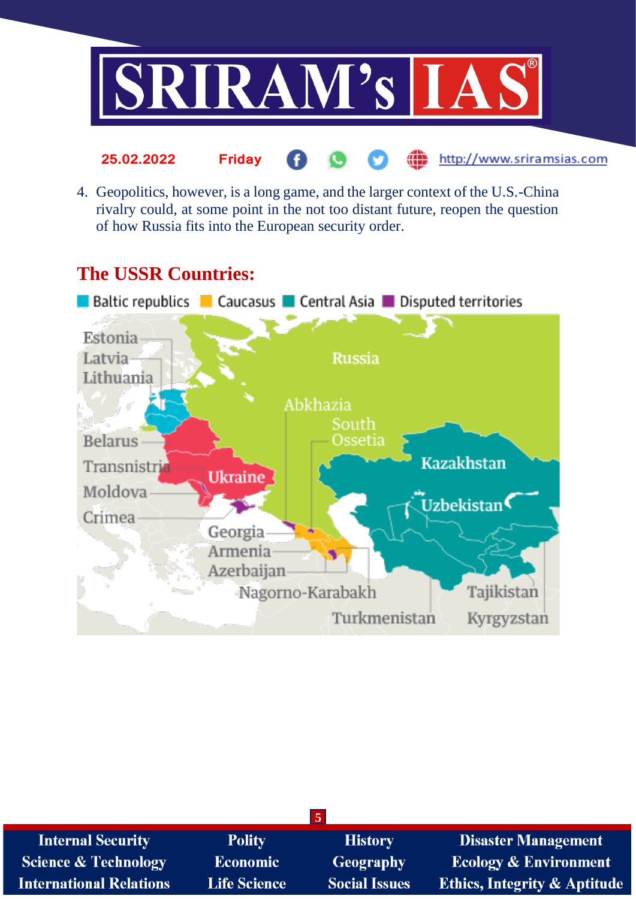4. Geopolitics, however, is a long game, and the larger context of the U.S.-China rivalry could, at some point in the not too distant future, reopen the question of how Russia fits into the European security order.

## The USSR Countries:

Baltic republics  Caucasus  Central Asia  Disputed territories

Estonia
Latvia
Lithuania
Russia
Abkhazia
South Ossetia
Belarus
Transnistria
Ukraine
Kazakhstan
Moldova
Uzbekistan
Crimea
Georgia
Armenia
Azerbaijan
Nagorno-Karabakh
Tajikistan
Turkmenistan
Kyrgyzstan